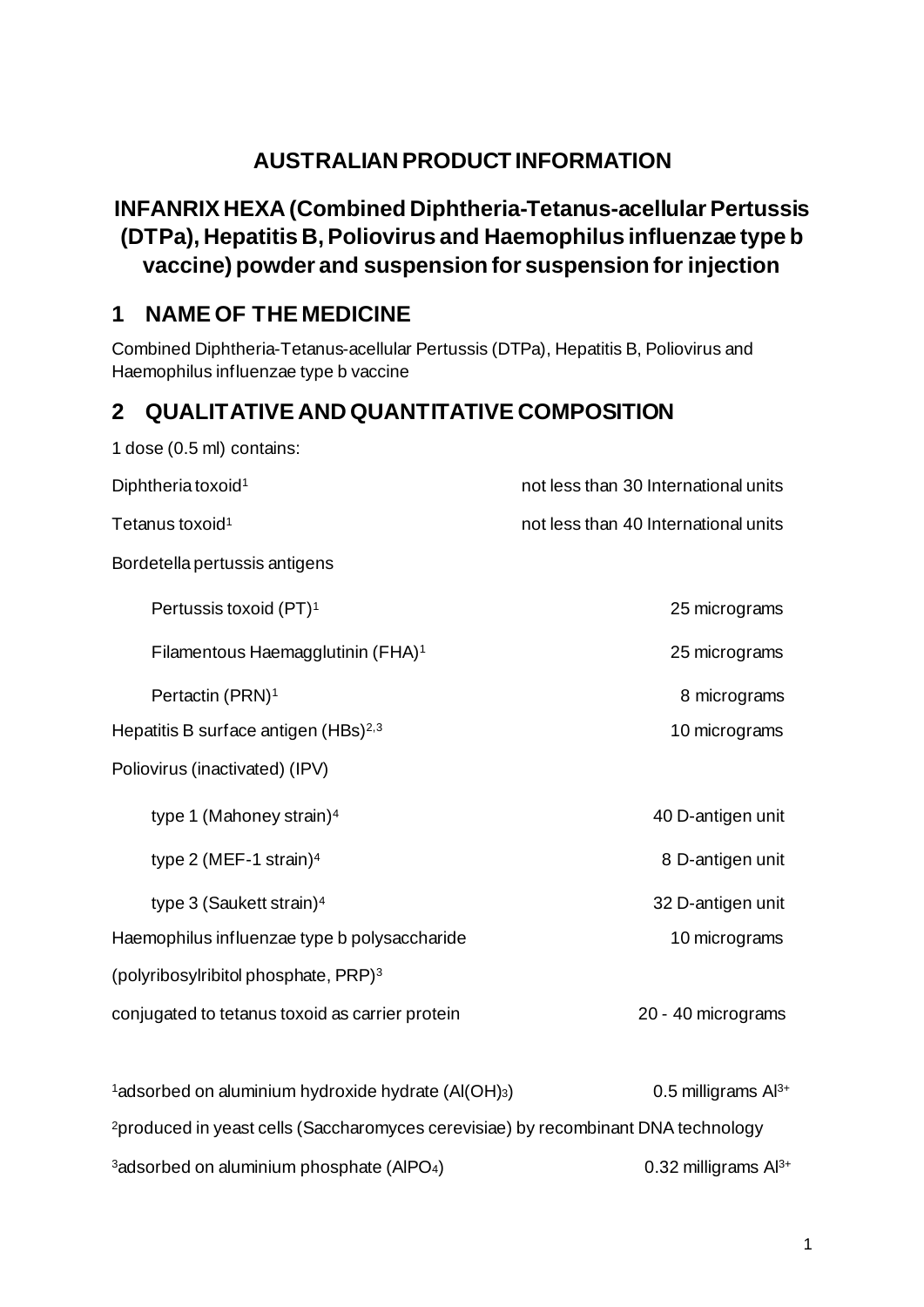# AUSTRALIAN PRODUCT INFORMATION

# INFANRIX HEXA (Combined Diphtheria-Tetanus-acellular Pertussis (DTPa), Hepatitis B, Poliovirus and Haemophilus influenzae type b vaccine) powder and suspension for suspension for injection

## 1 NAME OF THE MEDICINE

Combined Diphtheria-Tetanus-acellular Pertussis (DTPa), Hepatitis B, Poliovirus and Haemophilus influenzae type b vaccine

## 2 QUALITATIVE AND QUANTITATIVE COMPOSITION

1 dose (0.5 ml) contains:

| | |
|---|---|
| Diphtheria toxoid[1] | not less than 30 International units |
| Tetanus toxoid[1] | not less than 40 International units |
| Bordetella pertussis antigens | |
| Pertussis toxoid (PT)[1] | 25 micrograms |
| Filamentous Haemagglutinin (FHA)[1] | 25 micrograms |
| Pertactin (PRN)[1] | 8 micrograms |
| Hepatitis B surface antigen (HBs)[2,3] | 10 micrograms |
| Poliovirus (inactivated) (IPV) | |
| type 1 (Mahoney strain)[4] | 40 D-antigen unit |
| type 2 (MEF-1 strain)[4] | 8 D-antigen unit |
| type 3 (Saukett strain)[4] | 32 D-antigen unit |
| Haemophilus influenzae type b polysaccharide (polyribosylribitol phosphate, PRP)[3] | 10 micrograms |
| conjugated to tetanus toxoid as carrier protein | 20 - 40 micrograms |

[1]adsorbed on aluminium hydroxide hydrate ($Al(OH)_3$) 0.5 milligrams $Al^{3+}$

[2]produced in yeast cells (Saccharomyces cerevisiae) by recombinant DNA technology

[3]adsorbed on aluminium phosphate ($AlPO_4$) 0.32 milligrams $Al^{3+}$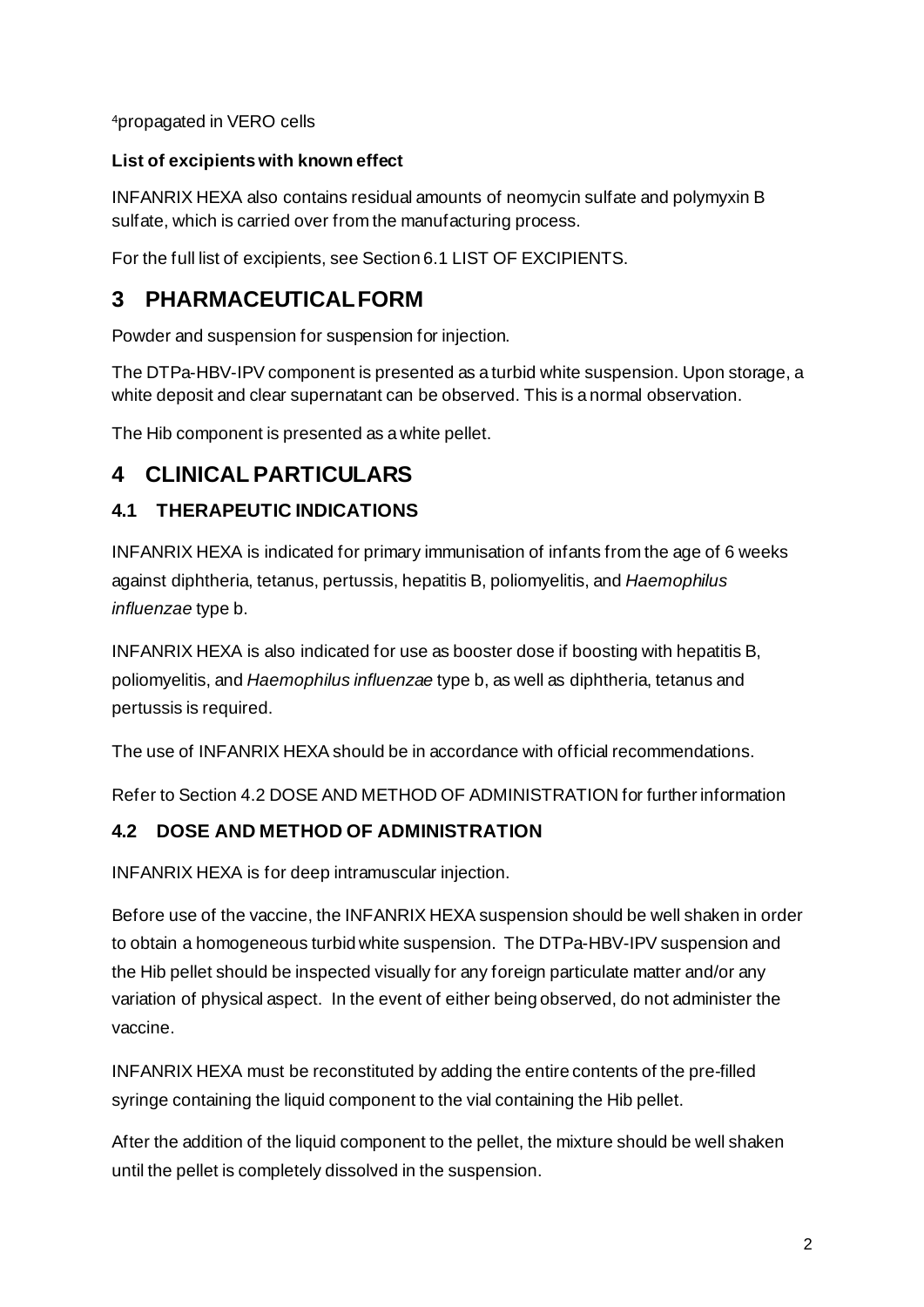[4]propagated in VERO cells

**List of excipients with known effect**

INFANRIX HEXA also contains residual amounts of neomycin sulfate and polymyxin B sulfate, which is carried over from the manufacturing process.

For the full list of excipients, see Section 6.1 LIST OF EXCIPIENTS.

# 3 PHARMACEUTICAL FORM

Powder and suspension for suspension for injection.

The DTPa-HBV-IPV component is presented as a turbid white suspension. Upon storage, a white deposit and clear supernatant can be observed. This is a normal observation.

The Hib component is presented as a white pellet.

# 4 CLINICAL PARTICULARS

## 4.1 THERAPEUTIC INDICATIONS

INFANRIX HEXA is indicated for primary immunisation of infants from the age of 6 weeks against diphtheria, tetanus, pertussis, hepatitis B, poliomyelitis, and *Haemophilus influenzae* type b.

INFANRIX HEXA is also indicated for use as booster dose if boosting with hepatitis B, poliomyelitis, and *Haemophilus influenzae* type b, as well as diphtheria, tetanus and pertussis is required.

The use of INFANRIX HEXA should be in accordance with official recommendations.

Refer to Section 4.2 DOSE AND METHOD OF ADMINISTRATION for further information

## 4.2 DOSE AND METHOD OF ADMINISTRATION

INFANRIX HEXA is for deep intramuscular injection.

Before use of the vaccine, the INFANRIX HEXA suspension should be well shaken in order to obtain a homogeneous turbid white suspension. The DTPa-HBV-IPV suspension and the Hib pellet should be inspected visually for any foreign particulate matter and/or any variation of physical aspect. In the event of either being observed, do not administer the vaccine.

INFANRIX HEXA must be reconstituted by adding the entire contents of the pre-filled syringe containing the liquid component to the vial containing the Hib pellet.

After the addition of the liquid component to the pellet, the mixture should be well shaken until the pellet is completely dissolved in the suspension.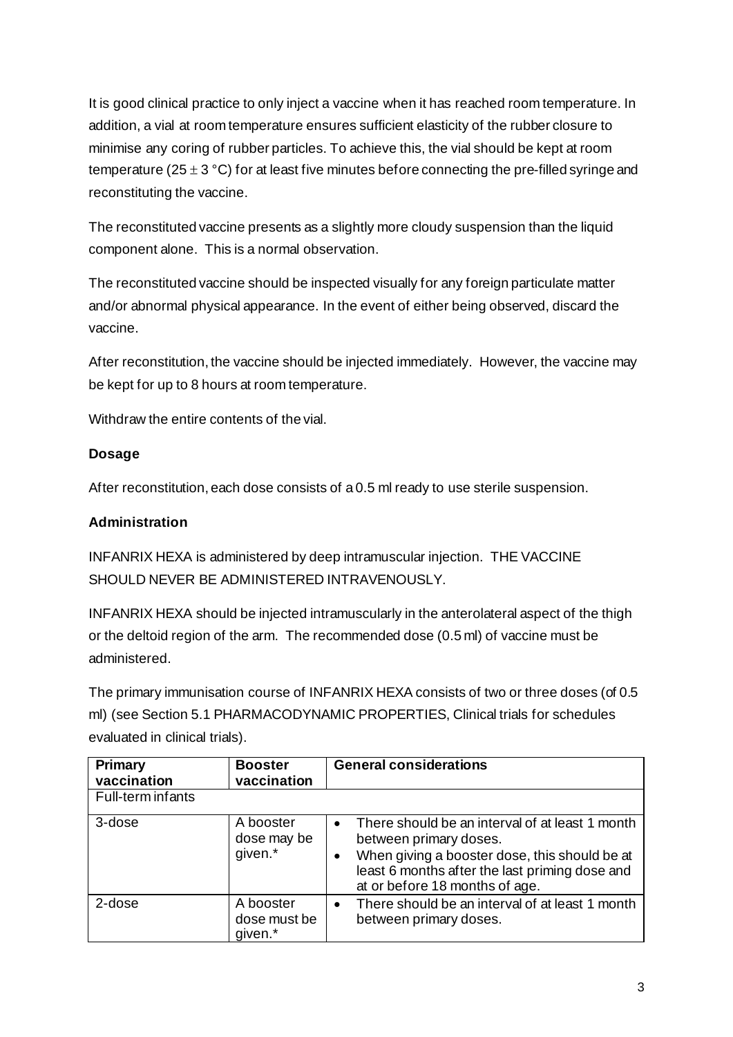It is good clinical practice to only inject a vaccine when it has reached room temperature. In addition, a vial at room temperature ensures sufficient elasticity of the rubber closure to minimise any coring of rubber particles. To achieve this, the vial should be kept at room temperature ($25 \pm 3$ °C) for at least five minutes before connecting the pre-filled syringe and reconstituting the vaccine.

The reconstituted vaccine presents as a slightly more cloudy suspension than the liquid component alone. This is a normal observation.

The reconstituted vaccine should be inspected visually for any foreign particulate matter and/or abnormal physical appearance. In the event of either being observed, discard the vaccine.

After reconstitution, the vaccine should be injected immediately. However, the vaccine may be kept for up to 8 hours at room temperature.

Withdraw the entire contents of the vial.

**Dosage**

After reconstitution, each dose consists of a 0.5 ml ready to use sterile suspension.

**Administration**

INFANRIX HEXA is administered by deep intramuscular injection. THE VACCINE SHOULD NEVER BE ADMINISTERED INTRAVENOUSLY.

INFANRIX HEXA should be injected intramuscularly in the anterolateral aspect of the thigh or the deltoid region of the arm. The recommended dose (0.5 ml) of vaccine must be administered.

The primary immunisation course of INFANRIX HEXA consists of two or three doses (of 0.5 ml) (see Section 5.1 PHARMACODYNAMIC PROPERTIES, Clinical trials for schedules evaluated in clinical trials).

| **Primary vaccination** | **Booster vaccination** | **General considerations** |
|---|---|---|
| Full-term infants | | |
| 3-dose | A booster dose may be given.* | • There should be an interval of at least 1 month between primary doses.<br>• When giving a booster dose, this should be at least 6 months after the last priming dose and at or before 18 months of age. |
| 2-dose | A booster dose must be given.* | • There should be an interval of at least 1 month between primary doses. |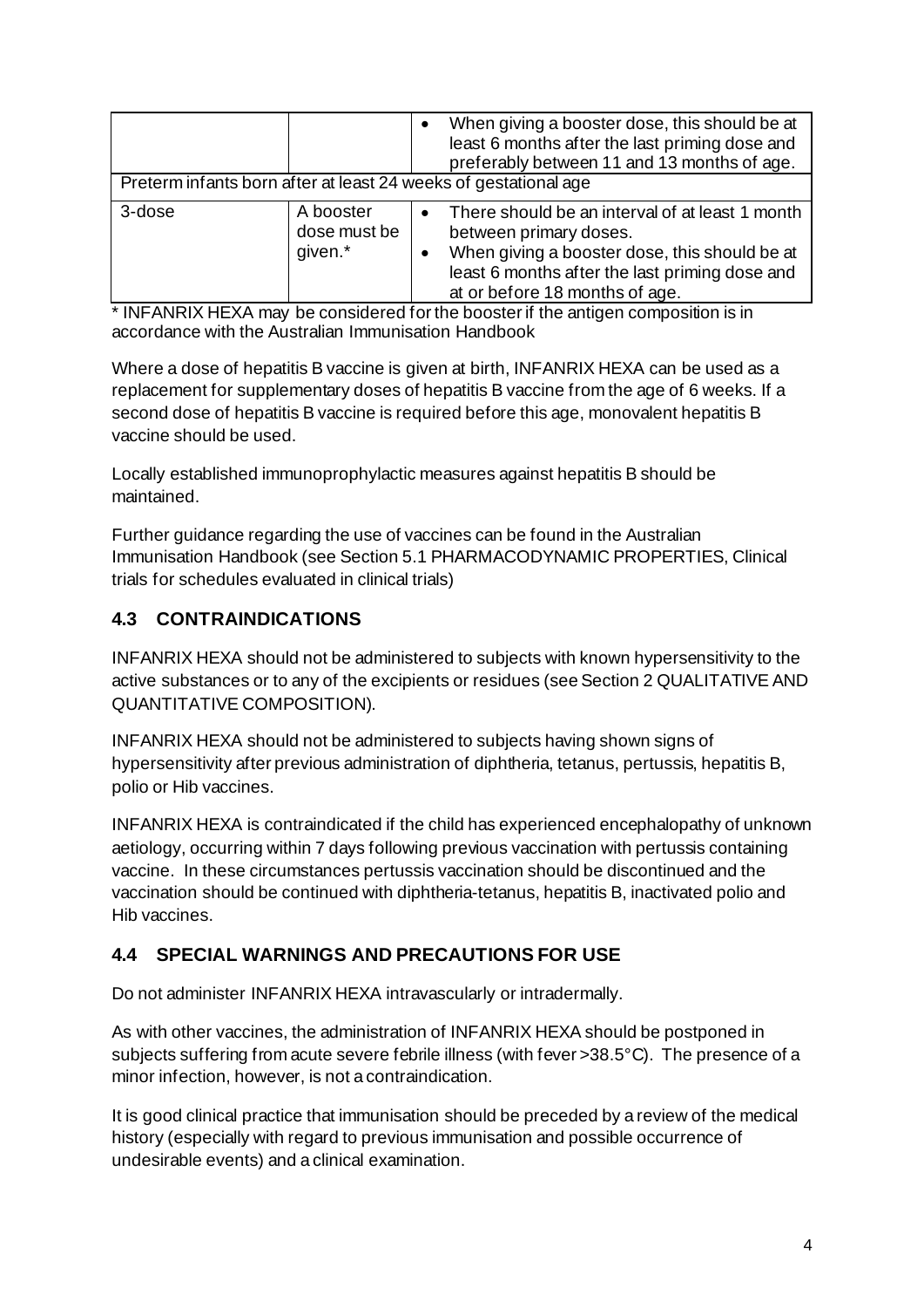| | | |
|---|---|---|
| | | • When giving a booster dose, this should be at least 6 months after the last priming dose and preferably between 11 and 13 months of age. |
| Preterm infants born after at least 24 weeks of gestational age | | |
| 3-dose | A booster dose must be given.* | • There should be an interval of at least 1 month between primary doses. • When giving a booster dose, this should be at least 6 months after the last priming dose and at or before 18 months of age. |

* INFANRIX HEXA may be considered for the booster if the antigen composition is in accordance with the Australian Immunisation Handbook

Where a dose of hepatitis B vaccine is given at birth, INFANRIX HEXA can be used as a replacement for supplementary doses of hepatitis B vaccine from the age of 6 weeks. If a second dose of hepatitis B vaccine is required before this age, monovalent hepatitis B vaccine should be used.

Locally established immunoprophylactic measures against hepatitis B should be maintained.

Further guidance regarding the use of vaccines can be found in the Australian Immunisation Handbook (see Section 5.1 PHARMACODYNAMIC PROPERTIES, Clinical trials for schedules evaluated in clinical trials)

## 4.3 CONTRAINDICATIONS

INFANRIX HEXA should not be administered to subjects with known hypersensitivity to the active substances or to any of the excipients or residues (see Section 2 QUALITATIVE AND QUANTITATIVE COMPOSITION).

INFANRIX HEXA should not be administered to subjects having shown signs of hypersensitivity after previous administration of diphtheria, tetanus, pertussis, hepatitis B, polio or Hib vaccines.

INFANRIX HEXA is contraindicated if the child has experienced encephalopathy of unknown aetiology, occurring within 7 days following previous vaccination with pertussis containing vaccine. In these circumstances pertussis vaccination should be discontinued and the vaccination should be continued with diphtheria-tetanus, hepatitis B, inactivated polio and Hib vaccines.

## 4.4 SPECIAL WARNINGS AND PRECAUTIONS FOR USE

Do not administer INFANRIX HEXA intravascularly or intradermally.

As with other vaccines, the administration of INFANRIX HEXA should be postponed in subjects suffering from acute severe febrile illness (with fever >38.5°C). The presence of a minor infection, however, is not a contraindication.

It is good clinical practice that immunisation should be preceded by a review of the medical history (especially with regard to previous immunisation and possible occurrence of undesirable events) and a clinical examination.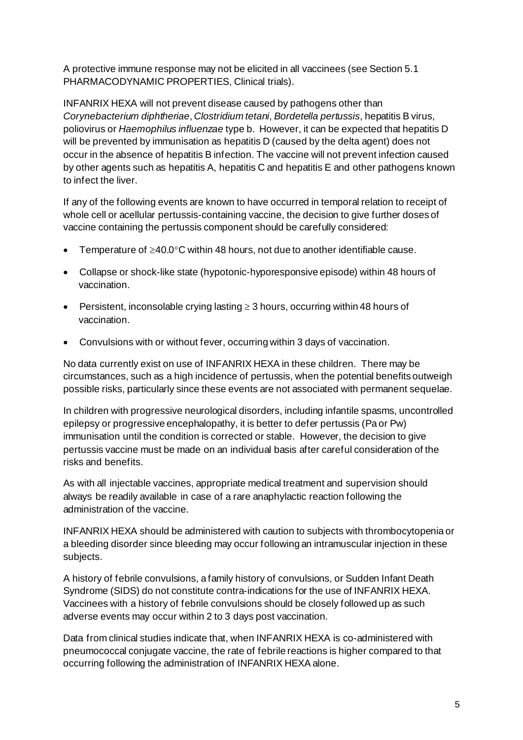A protective immune response may not be elicited in all vaccinees (see Section 5.1 PHARMACODYNAMIC PROPERTIES, Clinical trials).

INFANRIX HEXA will not prevent disease caused by pathogens other than *Corynebacterium diphtheriae*, *Clostridium tetani*, *Bordetella pertussis*, hepatitis B virus, poliovirus or *Haemophilus influenzae* type b. However, it can be expected that hepatitis D will be prevented by immunisation as hepatitis D (caused by the delta agent) does not occur in the absence of hepatitis B infection. The vaccine will not prevent infection caused by other agents such as hepatitis A, hepatitis C and hepatitis E and other pathogens known to infect the liver.

If any of the following events are known to have occurred in temporal relation to receipt of whole cell or acellular pertussis-containing vaccine, the decision to give further doses of vaccine containing the pertussis component should be carefully considered:

- Temperature of $\geq$40.0°C within 48 hours, not due to another identifiable cause.
- Collapse or shock-like state (hypotonic-hyporesponsive episode) within 48 hours of vaccination.
- Persistent, inconsolable crying lasting $\geq$ 3 hours, occurring within 48 hours of vaccination.
- Convulsions with or without fever, occurring within 3 days of vaccination.

No data currently exist on use of INFANRIX HEXA in these children. There may be circumstances, such as a high incidence of pertussis, when the potential benefits outweigh possible risks, particularly since these events are not associated with permanent sequelae.

In children with progressive neurological disorders, including infantile spasms, uncontrolled epilepsy or progressive encephalopathy, it is better to defer pertussis (Pa or Pw) immunisation until the condition is corrected or stable. However, the decision to give pertussis vaccine must be made on an individual basis after careful consideration of the risks and benefits.

As with all injectable vaccines, appropriate medical treatment and supervision should always be readily available in case of a rare anaphylactic reaction following the administration of the vaccine.

INFANRIX HEXA should be administered with caution to subjects with thrombocytopenia or a bleeding disorder since bleeding may occur following an intramuscular injection in these subjects.

A history of febrile convulsions, a family history of convulsions, or Sudden Infant Death Syndrome (SIDS) do not constitute contra-indications for the use of INFANRIX HEXA. Vaccinees with a history of febrile convulsions should be closely followed up as such adverse events may occur within 2 to 3 days post vaccination.

Data from clinical studies indicate that, when INFANRIX HEXA is co-administered with pneumococcal conjugate vaccine, the rate of febrile reactions is higher compared to that occurring following the administration of INFANRIX HEXA alone.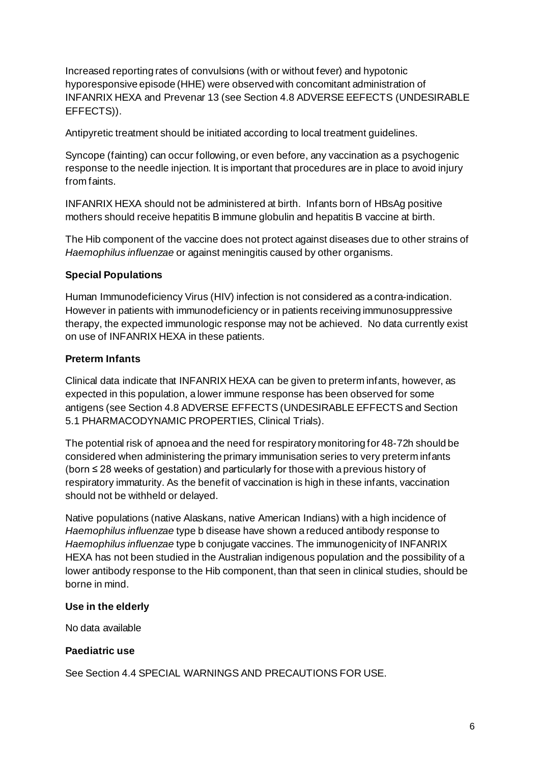Increased reporting rates of convulsions (with or without fever) and hypotonic hyporesponsive episode (HHE) were observed with concomitant administration of INFANRIX HEXA and Prevenar 13 (see Section 4.8 ADVERSE EEFECTS (UNDESIRABLE EFFECTS)).

Antipyretic treatment should be initiated according to local treatment guidelines.

Syncope (fainting) can occur following, or even before, any vaccination as a psychogenic response to the needle injection. It is important that procedures are in place to avoid injury from faints.

INFANRIX HEXA should not be administered at birth. Infants born of HBsAg positive mothers should receive hepatitis B immune globulin and hepatitis B vaccine at birth.

The Hib component of the vaccine does not protect against diseases due to other strains of *Haemophilus influenzae* or against meningitis caused by other organisms.

**Special Populations**

Human Immunodeficiency Virus (HIV) infection is not considered as a contra-indication. However in patients with immunodeficiency or in patients receiving immunosuppressive therapy, the expected immunologic response may not be achieved. No data currently exist on use of INFANRIX HEXA in these patients.

**Preterm Infants**

Clinical data indicate that INFANRIX HEXA can be given to preterm infants, however, as expected in this population, a lower immune response has been observed for some antigens (see Section 4.8 ADVERSE EFFECTS (UNDESIRABLE EFFECTS and Section 5.1 PHARMACODYNAMIC PROPERTIES, Clinical Trials).

The potential risk of apnoea and the need for respiratory monitoring for 48-72h should be considered when administering the primary immunisation series to very preterm infants (born ≤ 28 weeks of gestation) and particularly for those with a previous history of respiratory immaturity. As the benefit of vaccination is high in these infants, vaccination should not be withheld or delayed.

Native populations (native Alaskans, native American Indians) with a high incidence of *Haemophilus influenzae* type b disease have shown a reduced antibody response to *Haemophilus influenzae* type b conjugate vaccines. The immunogenicity of INFANRIX HEXA has not been studied in the Australian indigenous population and the possibility of a lower antibody response to the Hib component, than that seen in clinical studies, should be borne in mind.

**Use in the elderly**

No data available

**Paediatric use**

See Section 4.4 SPECIAL WARNINGS AND PRECAUTIONS FOR USE.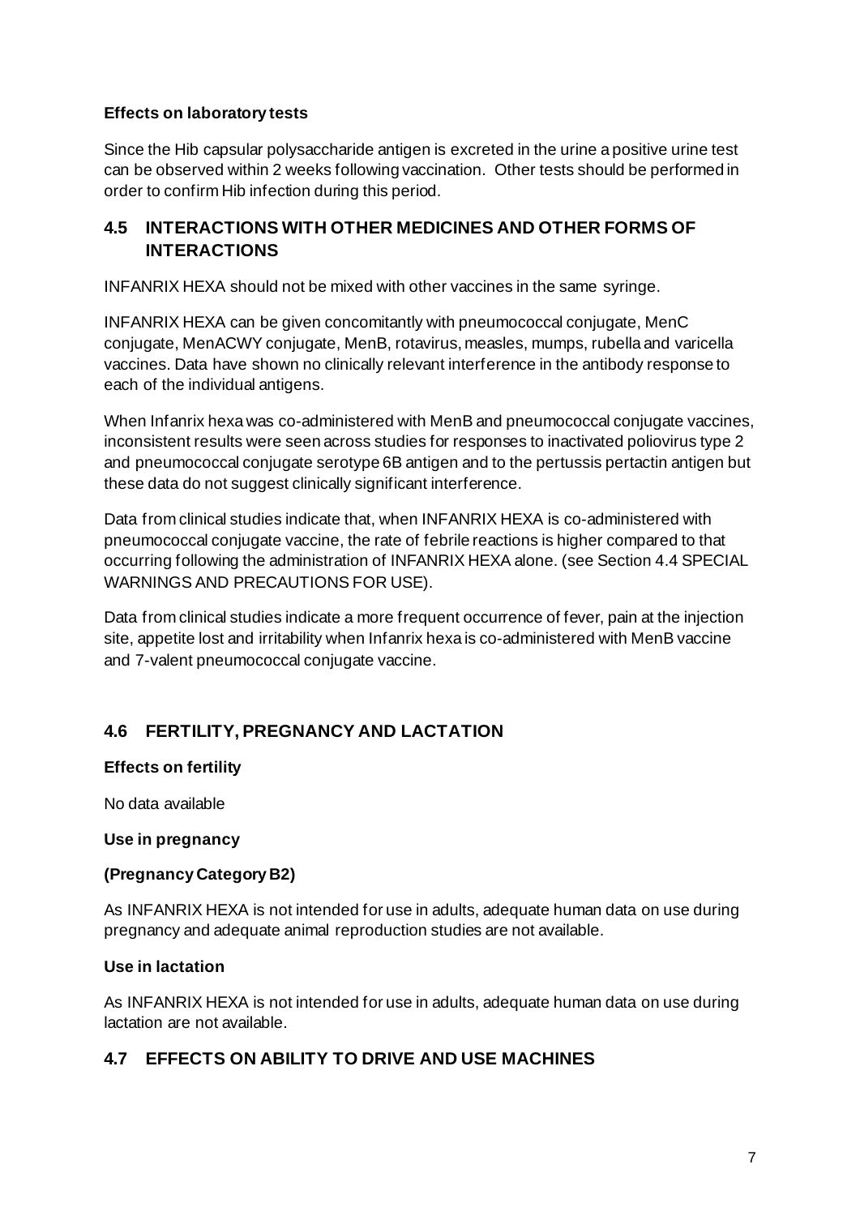**Effects on laboratory tests**

Since the Hib capsular polysaccharide antigen is excreted in the urine a positive urine test can be observed within 2 weeks following vaccination. Other tests should be performed in order to confirm Hib infection during this period.

## 4.5 INTERACTIONS WITH OTHER MEDICINES AND OTHER FORMS OF INTERACTIONS

INFANRIX HEXA should not be mixed with other vaccines in the same syringe.

INFANRIX HEXA can be given concomitantly with pneumococcal conjugate, MenC conjugate, MenACWY conjugate, MenB, rotavirus, measles, mumps, rubella and varicella vaccines. Data have shown no clinically relevant interference in the antibody response to each of the individual antigens.

When Infanrix hexa was co-administered with MenB and pneumococcal conjugate vaccines, inconsistent results were seen across studies for responses to inactivated poliovirus type 2 and pneumococcal conjugate serotype 6B antigen and to the pertussis pertactin antigen but these data do not suggest clinically significant interference.

Data from clinical studies indicate that, when INFANRIX HEXA is co-administered with pneumococcal conjugate vaccine, the rate of febrile reactions is higher compared to that occurring following the administration of INFANRIX HEXA alone. (see Section 4.4 SPECIAL WARNINGS AND PRECAUTIONS FOR USE).

Data from clinical studies indicate a more frequent occurrence of fever, pain at the injection site, appetite lost and irritability when Infanrix hexa is co-administered with MenB vaccine and 7-valent pneumococcal conjugate vaccine.

## 4.6 FERTILITY, PREGNANCY AND LACTATION

**Effects on fertility**

No data available

**Use in pregnancy**

**(Pregnancy Category B2)**

As INFANRIX HEXA is not intended for use in adults, adequate human data on use during pregnancy and adequate animal reproduction studies are not available.

**Use in lactation**

As INFANRIX HEXA is not intended for use in adults, adequate human data on use during lactation are not available.

## 4.7 EFFECTS ON ABILITY TO DRIVE AND USE MACHINES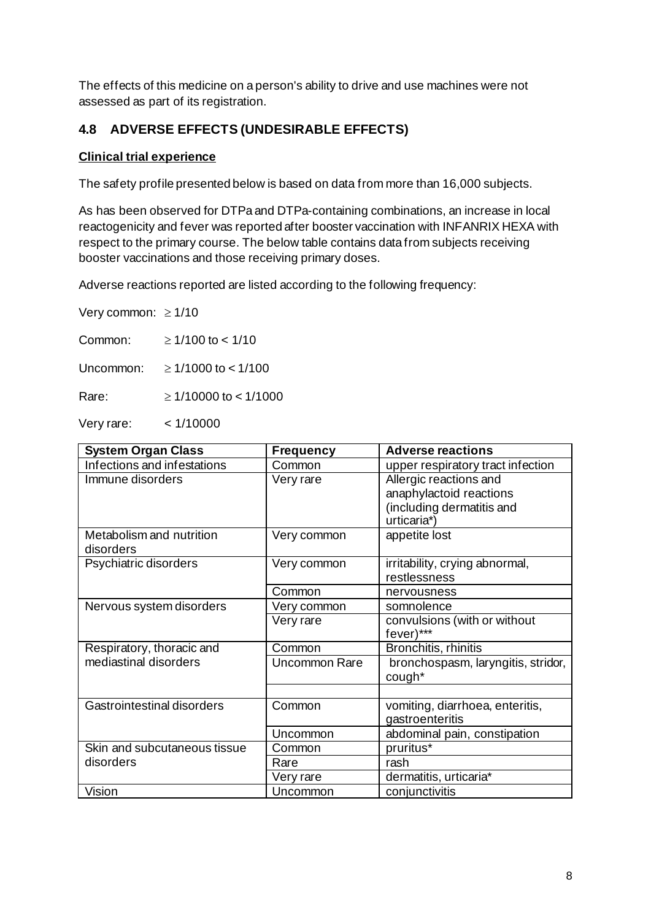The effects of this medicine on a person's ability to drive and use machines were not assessed as part of its registration.

## 4.8 ADVERSE EFFECTS (UNDESIRABLE EFFECTS)

**Clinical trial experience**

The safety profile presented below is based on data from more than 16,000 subjects.

As has been observed for DTPa and DTPa-containing combinations, an increase in local reactogenicity and fever was reported after booster vaccination with INFANRIX HEXA with respect to the primary course. The below table contains data from subjects receiving booster vaccinations and those receiving primary doses.

Adverse reactions reported are listed according to the following frequency:

Very common: ≥ 1/10

Common: ≥ 1/100 to < 1/10

Uncommon: ≥ 1/1000 to < 1/100

Rare: ≥ 1/10000 to < 1/1000

Very rare: < 1/10000

| System Organ Class | Frequency | Adverse reactions |
|---|---|---|
| Infections and infestations | Common | upper respiratory tract infection |
| Immune disorders | Very rare | Allergic reactions and anaphylactoid reactions (including dermatitis and urticaria*) |
| Metabolism and nutrition disorders | Very common | appetite lost |
| Psychiatric disorders | Very common | irritability, crying abnormal, restlessness |
| | Common | nervousness |
| Nervous system disorders | Very common | somnolence |
| | Very rare | convulsions (with or without fever)*** |
| Respiratory, thoracic and mediastinal disorders | Common | Bronchitis, rhinitis |
| | Uncommon Rare | bronchospasm, laryngitis, stridor, cough* |
| | | |
| Gastrointestinal disorders | Common | vomiting, diarrhoea, enteritis, gastroenteritis |
| | Uncommon | abdominal pain, constipation |
| Skin and subcutaneous tissue disorders | Common | pruritus* |
| | Rare | rash |
| | Very rare | dermatitis, urticaria* |
| Vision | Uncommon | conjunctivitis |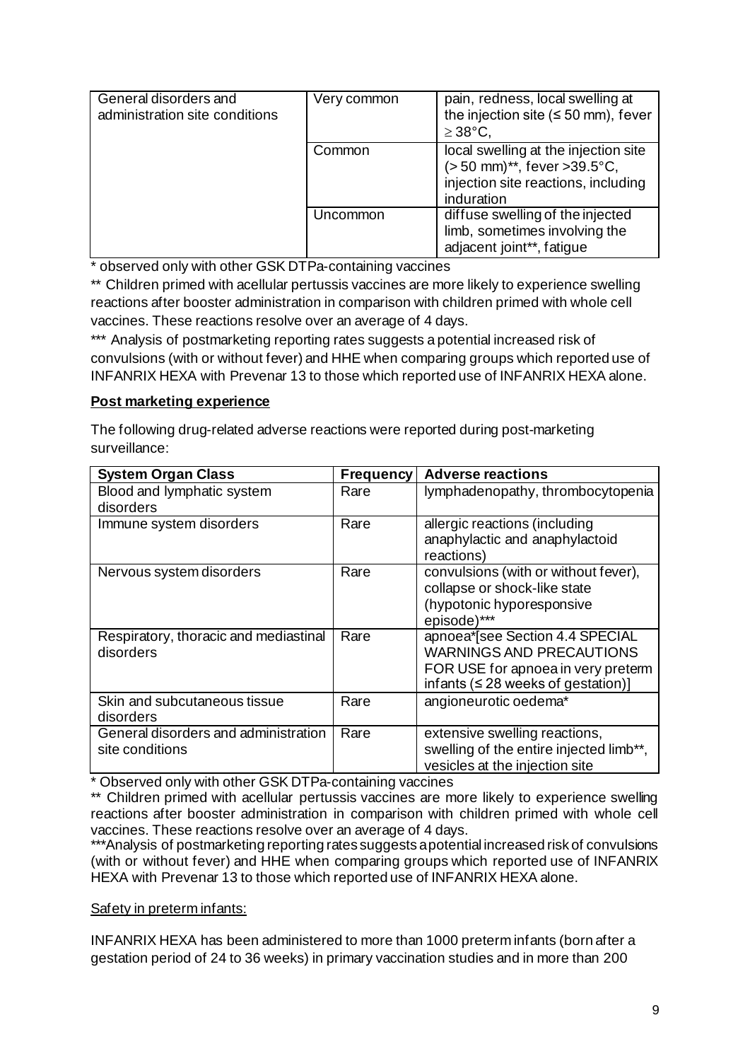| General disorders and administration site conditions | Very common | pain, redness, local swelling at the injection site (≤ 50 mm), fever ≥ 38°C, |
| --- | --- | --- |
| | Common | local swelling at the injection site (> 50 mm)**, fever >39.5°C, injection site reactions, including induration |
| | Uncommon | diffuse swelling of the injected limb, sometimes involving the adjacent joint**, fatigue |

* observed only with other GSK DTPa-containing vaccines

** Children primed with acellular pertussis vaccines are more likely to experience swelling reactions after booster administration in comparison with children primed with whole cell vaccines. These reactions resolve over an average of 4 days.

*** Analysis of postmarketing reporting rates suggests a potential increased risk of convulsions (with or without fever) and HHE when comparing groups which reported use of INFANRIX HEXA with Prevenar 13 to those which reported use of INFANRIX HEXA alone.

**Post marketing experience**

The following drug-related adverse reactions were reported during post-marketing surveillance:

| **System Organ Class** | **Frequency** | **Adverse reactions** |
| --- | --- | --- |
| Blood and lymphatic system disorders | Rare | lymphadenopathy, thrombocytopenia |
| Immune system disorders | Rare | allergic reactions (including anaphylactic and anaphylactoid reactions) |
| Nervous system disorders | Rare | convulsions (with or without fever), collapse or shock-like state (hypotonic hyporesponsive episode)*** |
| Respiratory, thoracic and mediastinal disorders | Rare | apnoea*[see Section 4.4 SPECIAL WARNINGS AND PRECAUTIONS FOR USE for apnoea in very preterm infants (≤ 28 weeks of gestation)] |
| Skin and subcutaneous tissue disorders | Rare | angioneurotic oedema* |
| General disorders and administration site conditions | Rare | extensive swelling reactions, swelling of the entire injected limb**, vesicles at the injection site |

* Observed only with other GSK DTPa-containing vaccines

** Children primed with acellular pertussis vaccines are more likely to experience swelling reactions after booster administration in comparison with children primed with whole cell vaccines. These reactions resolve over an average of 4 days.

***Analysis of postmarketing reporting rates suggests a potential increased risk of convulsions (with or without fever) and HHE when comparing groups which reported use of INFANRIX HEXA with Prevenar 13 to those which reported use of INFANRIX HEXA alone.

Safety in preterm infants:

INFANRIX HEXA has been administered to more than 1000 preterm infants (born after a gestation period of 24 to 36 weeks) in primary vaccination studies and in more than 200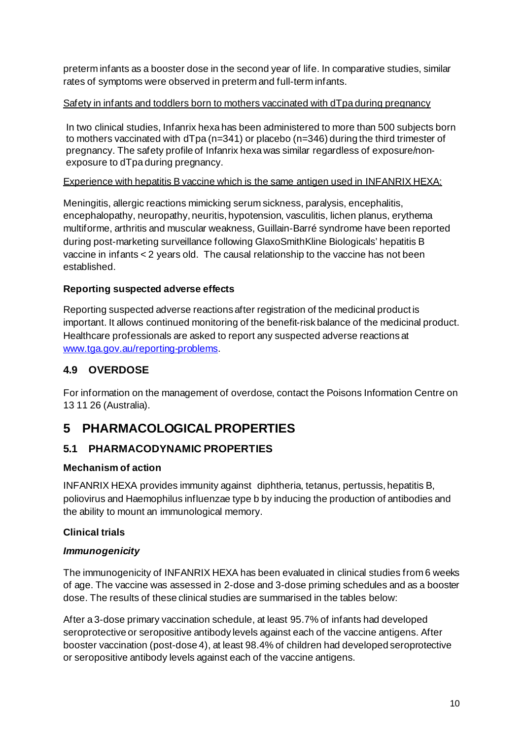preterm infants as a booster dose in the second year of life. In comparative studies, similar rates of symptoms were observed in preterm and full-term infants.

<u>Safety in infants and toddlers born to mothers vaccinated with dTpa during pregnancy</u>

In two clinical studies, Infanrix hexa has been administered to more than 500 subjects born to mothers vaccinated with dTpa (n=341) or placebo (n=346) during the third trimester of pregnancy. The safety profile of Infanrix hexa was similar regardless of exposure/non-exposure to dTpa during pregnancy.

<u>Experience with hepatitis B vaccine which is the same antigen used in INFANRIX HEXA:</u>

Meningitis, allergic reactions mimicking serum sickness, paralysis, encephalitis, encephalopathy, neuropathy, neuritis, hypotension, vasculitis, lichen planus, erythema multiforme, arthritis and muscular weakness, Guillain-Barré syndrome have been reported during post-marketing surveillance following GlaxoSmithKline Biologicals' hepatitis B vaccine in infants < 2 years old. The causal relationship to the vaccine has not been established.

**Reporting suspected adverse effects**

Reporting suspected adverse reactions after registration of the medicinal product is important. It allows continued monitoring of the benefit-risk balance of the medicinal product. Healthcare professionals are asked to report any suspected adverse reactions at [www.tga.gov.au/reporting-problems](http://www.tga.gov.au/reporting-problems).

## 4.9 OVERDOSE

For information on the management of overdose, contact the Poisons Information Centre on 13 11 26 (Australia).

# 5 PHARMACOLOGICAL PROPERTIES

## 5.1 PHARMACODYNAMIC PROPERTIES

**Mechanism of action**

INFANRIX HEXA provides immunity against diphtheria, tetanus, pertussis, hepatitis B, poliovirus and Haemophilus influenzae type b by inducing the production of antibodies and the ability to mount an immunological memory.

**Clinical trials**

***Immunogenicity***

The immunogenicity of INFANRIX HEXA has been evaluated in clinical studies from 6 weeks of age. The vaccine was assessed in 2-dose and 3-dose priming schedules and as a booster dose. The results of these clinical studies are summarised in the tables below:

After a 3-dose primary vaccination schedule, at least 95.7% of infants had developed seroprotective or seropositive antibody levels against each of the vaccine antigens. After booster vaccination (post-dose 4), at least 98.4% of children had developed seroprotective or seropositive antibody levels against each of the vaccine antigens.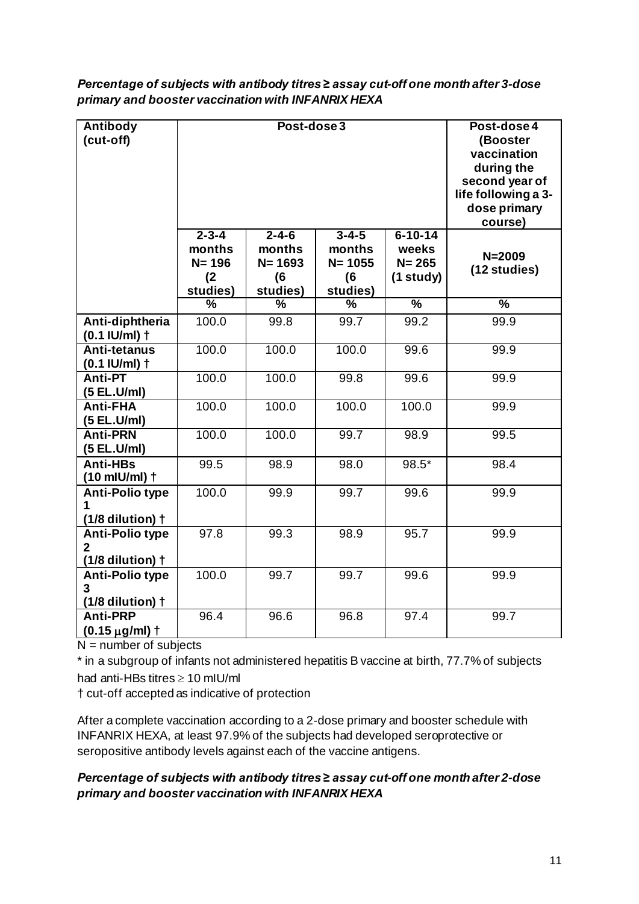***Percentage of subjects with antibody titres ≥ assay cut-off one month after 3-dose primary and booster vaccination with INFANRIX HEXA***

| **Antibody (cut-off)** | **Post-dose 3** | | | | **Post-dose 4 (Booster vaccination during the second year of life following a 3-dose primary course)** |
|---|---|---|---|---|---|
| | **2-3-4 months N= 196 (2 studies)** | **2-4-6 months N= 1693 (6 studies)** | **3-4-5 months N= 1055 (6 studies)** | **6-10-14 weeks N= 265 (1 study)** | **N=2009 (12 studies)** |
| | **%** | **%** | **%** | **%** | **%** |
| **Anti-diphtheria (0.1 IU/ml) †** | 100.0 | 99.8 | 99.7 | 99.2 | 99.9 |
| **Anti-tetanus (0.1 IU/ml) †** | 100.0 | 100.0 | 100.0 | 99.6 | 99.9 |
| **Anti-PT (5 EL.U/ml)** | 100.0 | 100.0 | 99.8 | 99.6 | 99.9 |
| **Anti-FHA (5 EL.U/ml)** | 100.0 | 100.0 | 100.0 | 100.0 | 99.9 |
| **Anti-PRN (5 EL.U/ml)** | 100.0 | 100.0 | 99.7 | 98.9 | 99.5 |
| **Anti-HBs (10 mIU/ml) †** | 99.5 | 98.9 | 98.0 | 98.5* | 98.4 |
| **Anti-Polio type 1 (1/8 dilution) †** | 100.0 | 99.9 | 99.7 | 99.6 | 99.9 |
| **Anti-Polio type 2 (1/8 dilution) †** | 97.8 | 99.3 | 98.9 | 95.7 | 99.9 |
| **Anti-Polio type 3 (1/8 dilution) †** | 100.0 | 99.7 | 99.7 | 99.6 | 99.9 |
| **Anti-PRP (0.15 µg/ml) †** | 96.4 | 96.6 | 96.8 | 97.4 | 99.7 |

N = number of subjects

* in a subgroup of infants not administered hepatitis B vaccine at birth, 77.7% of subjects had anti-HBs titres ≥ 10 mIU/ml

† cut-off accepted as indicative of protection

After a complete vaccination according to a 2-dose primary and booster schedule with INFANRIX HEXA, at least 97.9% of the subjects had developed seroprotective or seropositive antibody levels against each of the vaccine antigens.

***Percentage of subjects with antibody titres ≥ assay cut-off one month after 2-dose primary and booster vaccination with INFANRIX HEXA***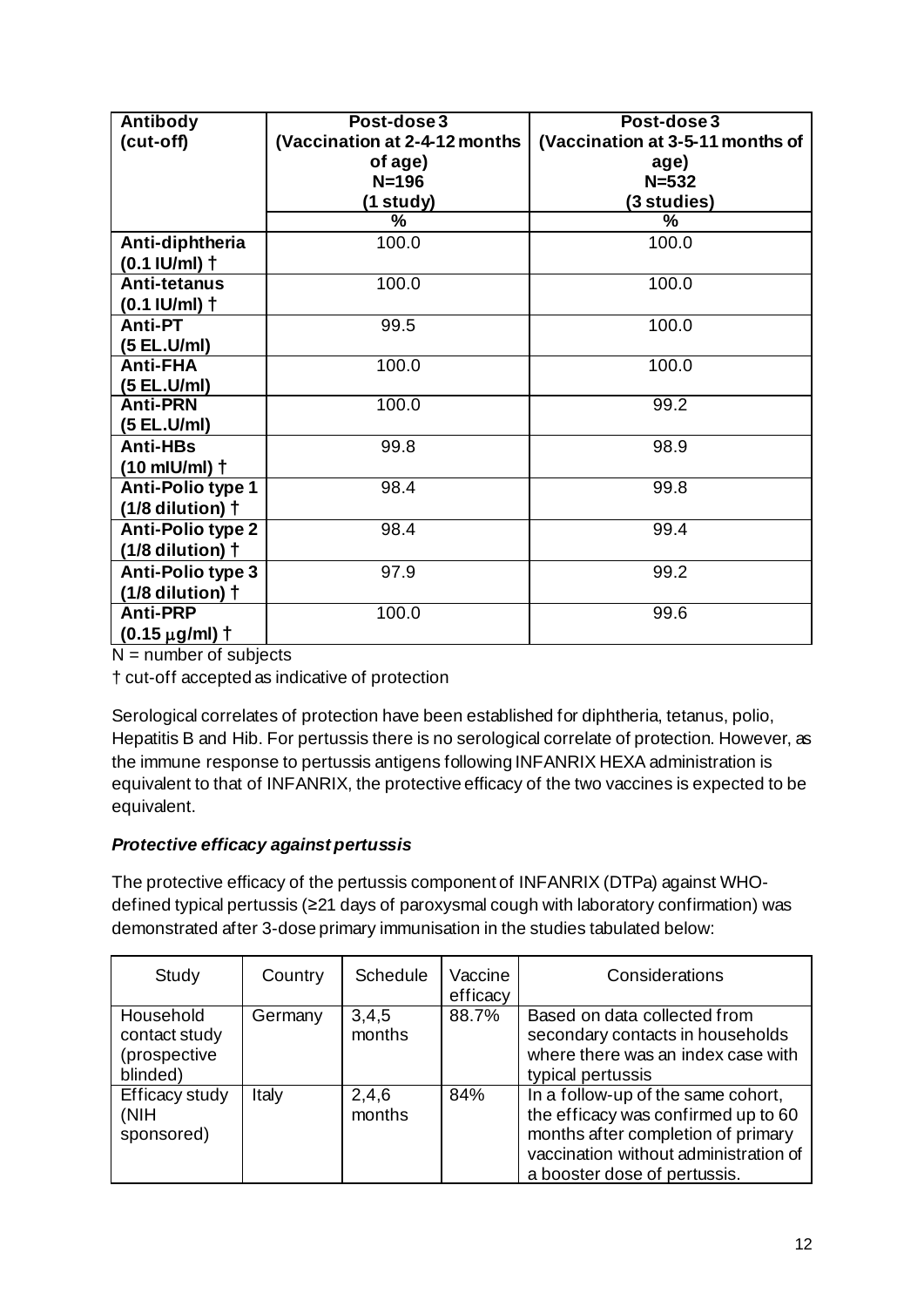| Antibody (cut-off) | Post-dose 3 (Vaccination at 2-4-12 months of age) N=196 (1 study) | Post-dose 3 (Vaccination at 3-5-11 months of age) N=532 (3 studies) |
|---|---|---|
| | % | % |
| **Anti-diphtheria (0.1 IU/ml) †** | 100.0 | 100.0 |
| **Anti-tetanus (0.1 IU/ml) †** | 100.0 | 100.0 |
| **Anti-PT (5 EL.U/ml)** | 99.5 | 100.0 |
| **Anti-FHA (5 EL.U/ml)** | 100.0 | 100.0 |
| **Anti-PRN (5 EL.U/ml)** | 100.0 | 99.2 |
| **Anti-HBs (10 mIU/ml) †** | 99.8 | 98.9 |
| **Anti-Polio type 1 (1/8 dilution) †** | 98.4 | 99.8 |
| **Anti-Polio type 2 (1/8 dilution) †** | 98.4 | 99.4 |
| **Anti-Polio type 3 (1/8 dilution) †** | 97.9 | 99.2 |
| **Anti-PRP (0.15 µg/ml) †** | 100.0 | 99.6 |

N = number of subjects

† cut-off accepted as indicative of protection

Serological correlates of protection have been established for diphtheria, tetanus, polio, Hepatitis B and Hib. For pertussis there is no serological correlate of protection. However, as the immune response to pertussis antigens following INFANRIX HEXA administration is equivalent to that of INFANRIX, the protective efficacy of the two vaccines is expected to be equivalent.

***Protective efficacy against pertussis***

The protective efficacy of the pertussis component of INFANRIX (DTPa) against WHO-defined typical pertussis (≥21 days of paroxysmal cough with laboratory confirmation) was demonstrated after 3-dose primary immunisation in the studies tabulated below:

| Study | Country | Schedule | Vaccine efficacy | Considerations |
|---|---|---|---|---|
| Household contact study (prospective blinded) | Germany | 3,4,5 months | 88.7% | Based on data collected from secondary contacts in households where there was an index case with typical pertussis |
| Efficacy study (NIH sponsored) | Italy | 2,4,6 months | 84% | In a follow-up of the same cohort, the efficacy was confirmed up to 60 months after completion of primary vaccination without administration of a booster dose of pertussis. |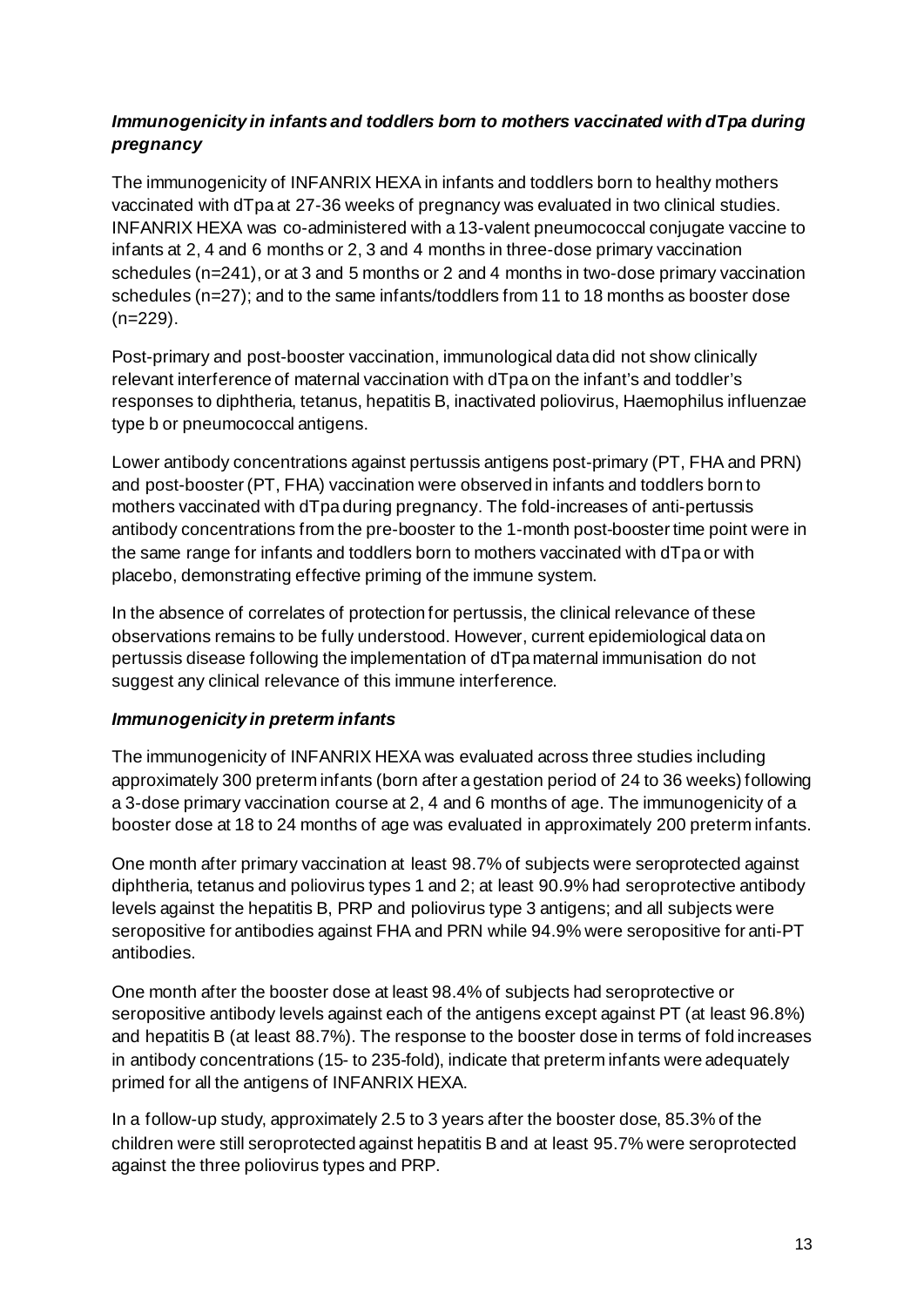### *Immunogenicity in infants and toddlers born to mothers vaccinated with dTpa during pregnancy*

The immunogenicity of INFANRIX HEXA in infants and toddlers born to healthy mothers vaccinated with dTpa at 27-36 weeks of pregnancy was evaluated in two clinical studies. INFANRIX HEXA was co-administered with a 13-valent pneumococcal conjugate vaccine to infants at 2, 4 and 6 months or 2, 3 and 4 months in three-dose primary vaccination schedules (n=241), or at 3 and 5 months or 2 and 4 months in two-dose primary vaccination schedules (n=27); and to the same infants/toddlers from 11 to 18 months as booster dose (n=229).

Post-primary and post-booster vaccination, immunological data did not show clinically relevant interference of maternal vaccination with dTpa on the infant's and toddler's responses to diphtheria, tetanus, hepatitis B, inactivated poliovirus, Haemophilus influenzae type b or pneumococcal antigens.

Lower antibody concentrations against pertussis antigens post-primary (PT, FHA and PRN) and post-booster (PT, FHA) vaccination were observed in infants and toddlers born to mothers vaccinated with dTpa during pregnancy. The fold-increases of anti-pertussis antibody concentrations from the pre-booster to the 1-month post-booster time point were in the same range for infants and toddlers born to mothers vaccinated with dTpa or with placebo, demonstrating effective priming of the immune system.

In the absence of correlates of protection for pertussis, the clinical relevance of these observations remains to be fully understood. However, current epidemiological data on pertussis disease following the implementation of dTpa maternal immunisation do not suggest any clinical relevance of this immune interference.

### *Immunogenicity in preterm infants*

The immunogenicity of INFANRIX HEXA was evaluated across three studies including approximately 300 preterm infants (born after a gestation period of 24 to 36 weeks) following a 3-dose primary vaccination course at 2, 4 and 6 months of age. The immunogenicity of a booster dose at 18 to 24 months of age was evaluated in approximately 200 preterm infants.

One month after primary vaccination at least 98.7% of subjects were seroprotected against diphtheria, tetanus and poliovirus types 1 and 2; at least 90.9% had seroprotective antibody levels against the hepatitis B, PRP and poliovirus type 3 antigens; and all subjects were seropositive for antibodies against FHA and PRN while 94.9% were seropositive for anti-PT antibodies.

One month after the booster dose at least 98.4% of subjects had seroprotective or seropositive antibody levels against each of the antigens except against PT (at least 96.8%) and hepatitis B (at least 88.7%). The response to the booster dose in terms of fold increases in antibody concentrations (15- to 235-fold), indicate that preterm infants were adequately primed for all the antigens of INFANRIX HEXA.

In a follow-up study, approximately 2.5 to 3 years after the booster dose, 85.3% of the children were still seroprotected against hepatitis B and at least 95.7% were seroprotected against the three poliovirus types and PRP.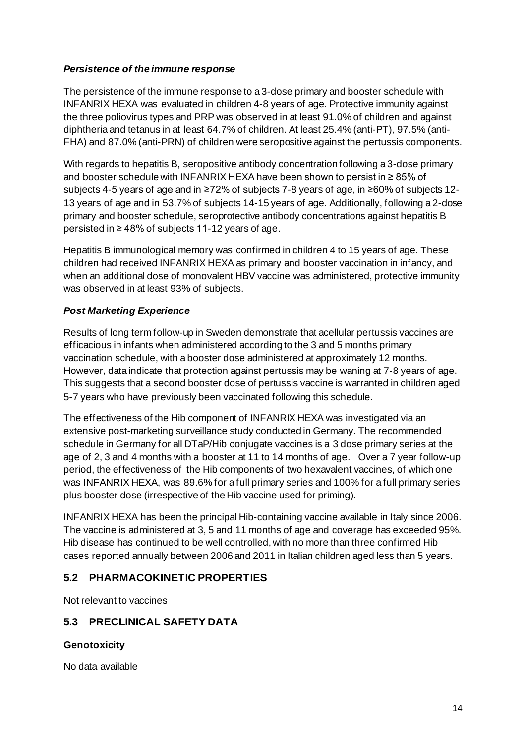### *Persistence of the immune response*

The persistence of the immune response to a 3-dose primary and booster schedule with INFANRIX HEXA was evaluated in children 4-8 years of age. Protective immunity against the three poliovirus types and PRP was observed in at least 91.0% of children and against diphtheria and tetanus in at least 64.7% of children. At least 25.4% (anti-PT), 97.5% (anti-FHA) and 87.0% (anti-PRN) of children were seropositive against the pertussis components.

With regards to hepatitis B, seropositive antibody concentration following a 3-dose primary and booster schedule with INFANRIX HEXA have been shown to persist in ≥ 85% of subjects 4-5 years of age and in ≥72% of subjects 7-8 years of age, in ≥60% of subjects 12-13 years of age and in 53.7% of subjects 14-15 years of age. Additionally, following a 2-dose primary and booster schedule, seroprotective antibody concentrations against hepatitis B persisted in ≥ 48% of subjects 11-12 years of age.

Hepatitis B immunological memory was confirmed in children 4 to 15 years of age. These children had received INFANRIX HEXA as primary and booster vaccination in infancy, and when an additional dose of monovalent HBV vaccine was administered, protective immunity was observed in at least 93% of subjects.

### *Post Marketing Experience*

Results of long term follow-up in Sweden demonstrate that acellular pertussis vaccines are efficacious in infants when administered according to the 3 and 5 months primary vaccination schedule, with a booster dose administered at approximately 12 months. However, data indicate that protection against pertussis may be waning at 7-8 years of age. This suggests that a second booster dose of pertussis vaccine is warranted in children aged 5-7 years who have previously been vaccinated following this schedule.

The effectiveness of the Hib component of INFANRIX HEXA was investigated via an extensive post-marketing surveillance study conducted in Germany. The recommended schedule in Germany for all DTaP/Hib conjugate vaccines is a 3 dose primary series at the age of 2, 3 and 4 months with a booster at 11 to 14 months of age. Over a 7 year follow-up period, the effectiveness of the Hib components of two hexavalent vaccines, of which one was INFANRIX HEXA, was 89.6% for a full primary series and 100% for a full primary series plus booster dose (irrespective of the Hib vaccine used for priming).

INFANRIX HEXA has been the principal Hib-containing vaccine available in Italy since 2006. The vaccine is administered at 3, 5 and 11 months of age and coverage has exceeded 95%. Hib disease has continued to be well controlled, with no more than three confirmed Hib cases reported annually between 2006 and 2011 in Italian children aged less than 5 years.

## 5.2 PHARMACOKINETIC PROPERTIES

Not relevant to vaccines

## 5.3 PRECLINICAL SAFETY DATA

### Genotoxicity

No data available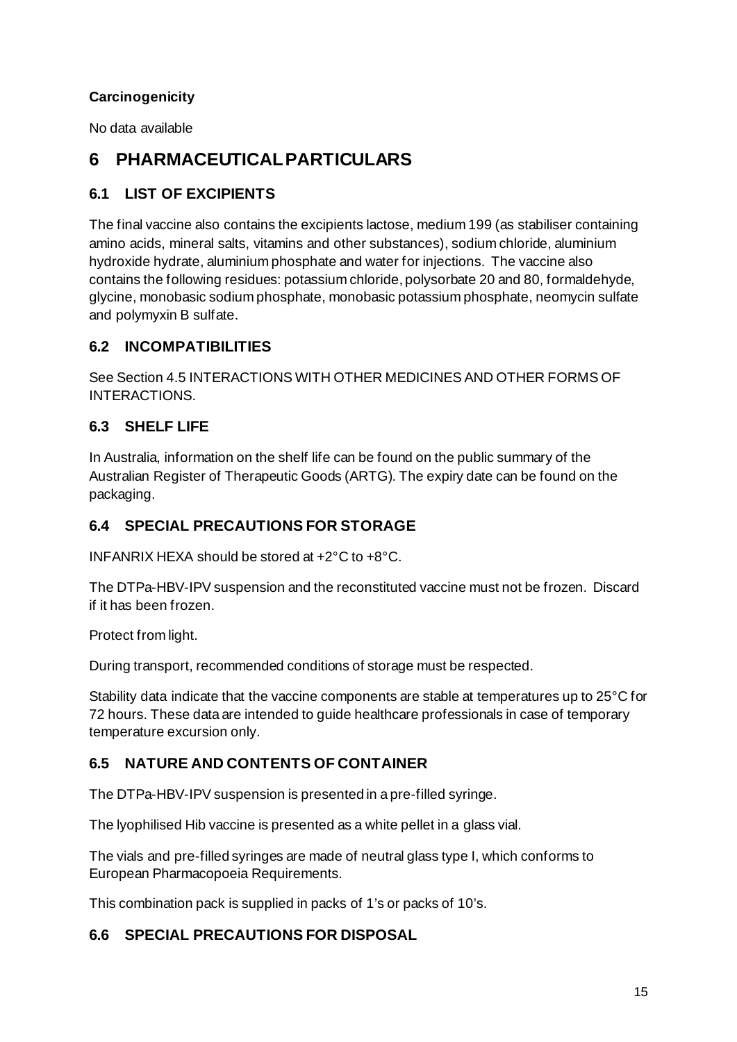**Carcinogenicity**

No data available

# 6 PHARMACEUTICAL PARTICULARS

## 6.1 LIST OF EXCIPIENTS

The final vaccine also contains the excipients lactose, medium 199 (as stabiliser containing amino acids, mineral salts, vitamins and other substances), sodium chloride, aluminium hydroxide hydrate, aluminium phosphate and water for injections. The vaccine also contains the following residues: potassium chloride, polysorbate 20 and 80, formaldehyde, glycine, monobasic sodium phosphate, monobasic potassium phosphate, neomycin sulfate and polymyxin B sulfate.

## 6.2 INCOMPATIBILITIES

See Section 4.5 INTERACTIONS WITH OTHER MEDICINES AND OTHER FORMS OF INTERACTIONS.

## 6.3 SHELF LIFE

In Australia, information on the shelf life can be found on the public summary of the Australian Register of Therapeutic Goods (ARTG). The expiry date can be found on the packaging.

## 6.4 SPECIAL PRECAUTIONS FOR STORAGE

INFANRIX HEXA should be stored at +2°C to +8°C.

The DTPa-HBV-IPV suspension and the reconstituted vaccine must not be frozen. Discard if it has been frozen.

Protect from light.

During transport, recommended conditions of storage must be respected.

Stability data indicate that the vaccine components are stable at temperatures up to 25°C for 72 hours. These data are intended to guide healthcare professionals in case of temporary temperature excursion only.

## 6.5 NATURE AND CONTENTS OF CONTAINER

The DTPa-HBV-IPV suspension is presented in a pre-filled syringe.

The lyophilised Hib vaccine is presented as a white pellet in a glass vial.

The vials and pre-filled syringes are made of neutral glass type I, which conforms to European Pharmacopoeia Requirements.

This combination pack is supplied in packs of 1's or packs of 10's.

## 6.6 SPECIAL PRECAUTIONS FOR DISPOSAL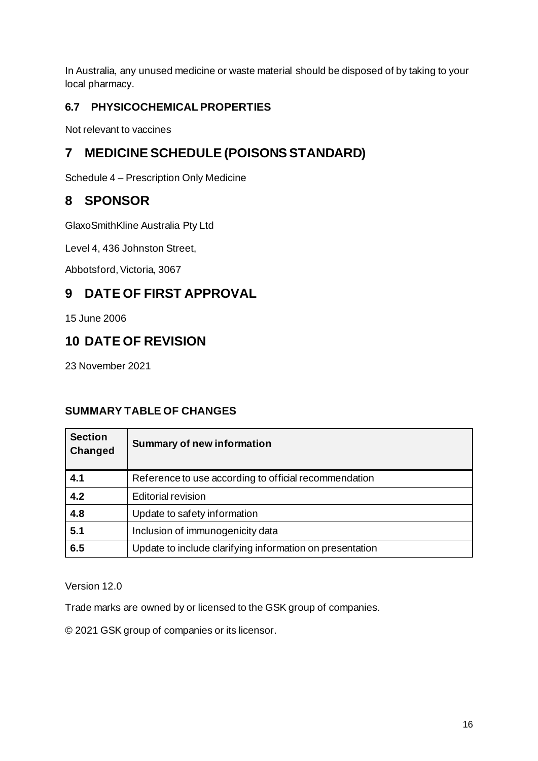In Australia, any unused medicine or waste material should be disposed of by taking to your local pharmacy.

### 6.7 PHYSICOCHEMICAL PROPERTIES

Not relevant to vaccines

# 7 MEDICINE SCHEDULE (POISONS STANDARD)

Schedule 4 – Prescription Only Medicine

# 8 SPONSOR

GlaxoSmithKline Australia Pty Ltd

Level 4, 436 Johnston Street,

Abbotsford, Victoria, 3067

# 9 DATE OF FIRST APPROVAL

15 June 2006

# 10 DATE OF REVISION

23 November 2021

### SUMMARY TABLE OF CHANGES

| Section Changed | Summary of new information |
|---|---|
| 4.1 | Reference to use according to official recommendation |
| 4.2 | Editorial revision |
| 4.8 | Update to safety information |
| 5.1 | Inclusion of immunogenicity data |
| 6.5 | Update to include clarifying information on presentation |

Version 12.0

Trade marks are owned by or licensed to the GSK group of companies.

© 2021 GSK group of companies or its licensor.